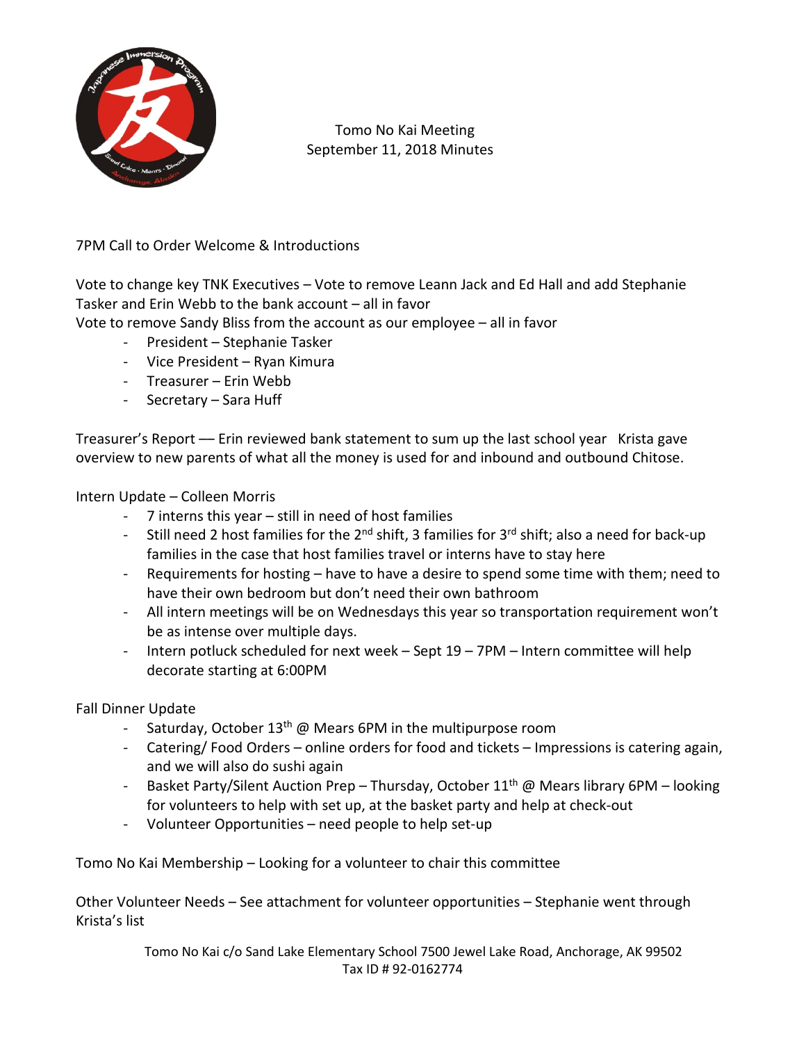Tomo No Kai Meeting
September 11, 2018 Minutes

7PM Call to Order Welcome & Introductions

Vote to change key TNK Executives – Vote to remove Leann Jack and Ed Hall and add Stephanie Tasker and Erin Webb to the bank account – all in favor
Vote to remove Sandy Bliss from the account as our employee – all in favor

- President – Stephanie Tasker
- Vice President – Ryan Kimura
- Treasurer – Erin Webb
- Secretary – Sara Huff

Treasurer's Report — Erin reviewed bank statement to sum up the last school year  Krista gave overview to new parents of what all the money is used for and inbound and outbound Chitose.

Intern Update – Colleen Morris

- 7 interns this year – still in need of host families
- Still need 2 host families for the 2nd shift, 3 families for 3rd shift; also a need for back-up families in the case that host families travel or interns have to stay here
- Requirements for hosting – have to have a desire to spend some time with them; need to have their own bedroom but don't need their own bathroom
- All intern meetings will be on Wednesdays this year so transportation requirement won't be as intense over multiple days.
- Intern potluck scheduled for next week – Sept 19 – 7PM – Intern committee will help decorate starting at 6:00PM

Fall Dinner Update

- Saturday, October 13th @ Mears 6PM in the multipurpose room
- Catering/ Food Orders – online orders for food and tickets – Impressions is catering again, and we will also do sushi again
- Basket Party/Silent Auction Prep – Thursday, October 11th @ Mears library 6PM – looking for volunteers to help with set up, at the basket party and help at check-out
- Volunteer Opportunities – need people to help set-up

Tomo No Kai Membership – Looking for a volunteer to chair this committee

Other Volunteer Needs – See attachment for volunteer opportunities – Stephanie went through Krista's list

Tomo No Kai c/o Sand Lake Elementary School 7500 Jewel Lake Road, Anchorage, AK 99502
Tax ID # 92-0162774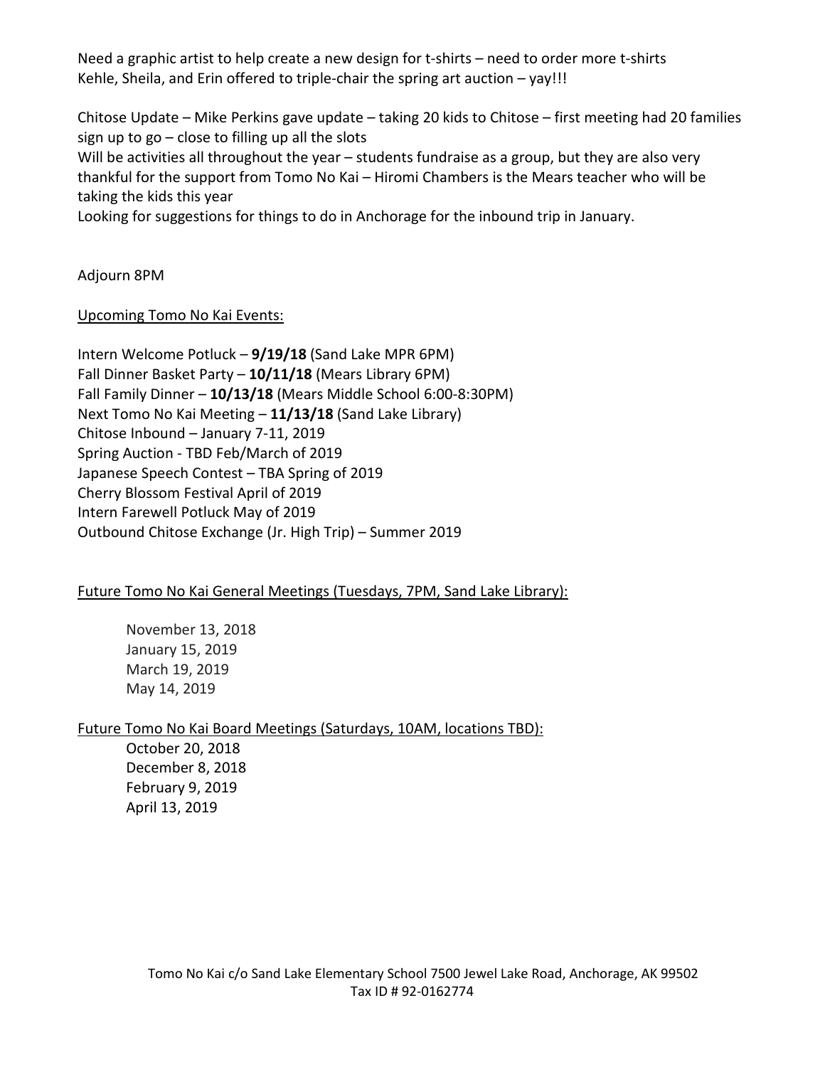Need a graphic artist to help create a new design for t-shirts – need to order more t-shirts
Kehle, Sheila, and Erin offered to triple-chair the spring art auction – yay!!!

Chitose Update – Mike Perkins gave update – taking 20 kids to Chitose – first meeting had 20 families sign up to go – close to filling up all the slots
Will be activities all throughout the year – students fundraise as a group, but they are also very thankful for the support from Tomo No Kai – Hiromi Chambers is the Mears teacher who will be taking the kids this year
Looking for suggestions for things to do in Anchorage for the inbound trip in January.

Adjourn 8PM

<u>Upcoming Tomo No Kai Events:</u>

Intern Welcome Potluck – **9/19/18** (Sand Lake MPR 6PM)
Fall Dinner Basket Party – **10/11/18** (Mears Library 6PM)
Fall Family Dinner – **10/13/18** (Mears Middle School 6:00-8:30PM)
Next Tomo No Kai Meeting – **11/13/18** (Sand Lake Library)
Chitose Inbound – January 7-11, 2019
Spring Auction - TBD Feb/March of 2019
Japanese Speech Contest – TBA Spring of 2019
Cherry Blossom Festival April of 2019
Intern Farewell Potluck May of 2019
Outbound Chitose Exchange (Jr. High Trip) – Summer 2019

<u>Future Tomo No Kai General Meetings (Tuesdays, 7PM, Sand Lake Library):</u>

November 13, 2018
January 15, 2019
March 19, 2019
May 14, 2019

<u>Future Tomo No Kai Board Meetings (Saturdays, 10AM, locations TBD):</u>

October 20, 2018
December 8, 2018
February 9, 2019
April 13, 2019

Tomo No Kai c/o Sand Lake Elementary School 7500 Jewel Lake Road, Anchorage, AK 99502
Tax ID # 92-0162774